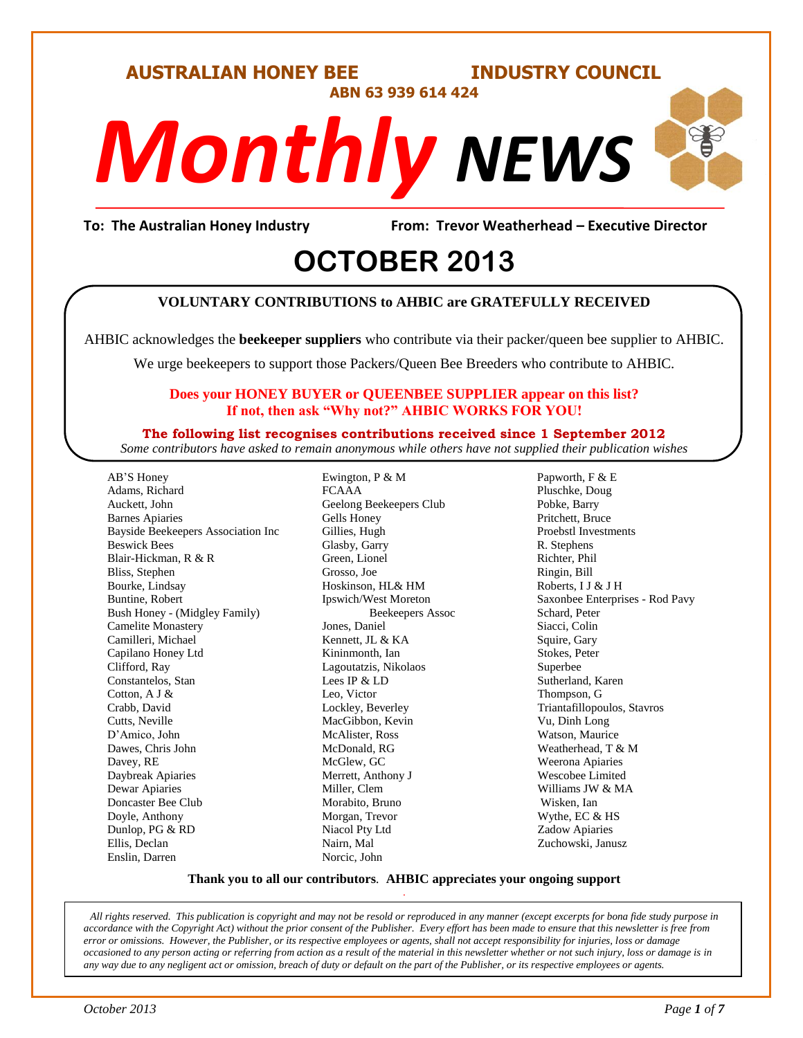**AUSTRALIAN HONEY BEE INDUSTRY COUNCIL**

**ABN 63 939 614 424**

# *Monthly* NEWS

**To: The Australian Honey Industry** **From: Trevor Weatherhead – Executive Director**

# OCTOBER 2013

## VOLUNTARY CONTRIBUTIONS to AHBIC are GRATEFULLY RECEIVED

AHBIC acknowledges the **beekeeper suppliers** who contribute via their packer/queen bee supplier to AHBIC.

We urge beekeepers to support those Packers/Queen Bee Breeders who contribute to AHBIC.

**Does your HONEY BUYER or QUEENBEE SUPPLIER appear on this list?**
**If not, then ask "Why not?" AHBIC WORKS FOR YOU!**

**The following list recognises contributions received since 1 September 2012**

*Some contributors have asked to remain anonymous while others have not supplied their publication wishes*

AB'S Honey
Adams, Richard
Auckett, John
Barnes Apiaries
Bayside Beekeepers Association Inc
Beswick Bees
Blair-Hickman, R & R
Bliss, Stephen
Bourke, Lindsay
Buntine, Robert
Bush Honey - (Midgley Family)
Camelite Monastery
Camilleri, Michael
Capilano Honey Ltd
Clifford, Ray
Constantelos, Stan
Cotton, A J &
Crabb, David
Cutts, Neville
D'Amico, John
Dawes, Chris John
Davey, RE
Daybreak Apiaries
Dewar Apiaries
Doncaster Bee Club
Doyle, Anthony
Dunlop, PG & RD
Ellis, Declan
Enslin, Darren
Ewington, P & M
FCAAA
Geelong Beekeepers Club
Gells Honey
Gillies, Hugh
Glasby, Garry
Green, Lionel
Grosso, Joe
Hoskinson, HL& HM
Ipswich/West Moreton Beekeepers Assoc
Jones, Daniel
Kennett, JL & KA
Kininmonth, Ian
Lagoutatzis, Nikolaos
Lees IP & LD
Leo, Victor
Lockley, Beverley
MacGibbon, Kevin
McAlister, Ross
McDonald, RG
McGlew, GC
Merrett, Anthony J
Miller, Clem
Morabito, Bruno
Morgan, Trevor
Niacol Pty Ltd
Nairn, Mal
Norcic, John
Papworth, F & E
Pluschke, Doug
Pobke, Barry
Pritchett, Bruce
Proebstl Investments
R. Stephens
Richter, Phil
Ringin, Bill
Roberts, I J & J H
Saxonbee Enterprises - Rod Pavy
Schard, Peter
Siacci, Colin
Squire, Gary
Stokes, Peter
Superbee
Sutherland, Karen
Thompson, G
Triantafillopoulos, Stavros
Vu, Dinh Long
Watson, Maurice
Weatherhead, T & M
Weerona Apiaries
Wescobee Limited
Williams JW & MA
Wisken, Ian
Wythe, EC & HS
Zadow Apiaries
Zuchowski, Janusz

**Thank you to all our contributors. AHBIC appreciates your ongoing support**

*All rights reserved. This publication is copyright and may not be resold or reproduced in any manner (except excerpts for bona fide study purpose in accordance with the Copyright Act) without the prior consent of the Publisher. Every effort has been made to ensure that this newsletter is free from error or omissions. However, the Publisher, or its respective employees or agents, shall not accept responsibility for injuries, loss or damage occasioned to any person acting or referring from action as a result of the material in this newsletter whether or not such injury, loss or damage is in any way due to any negligent act or omission, breach of duty or default on the part of the Publisher, or its respective employees or agents.*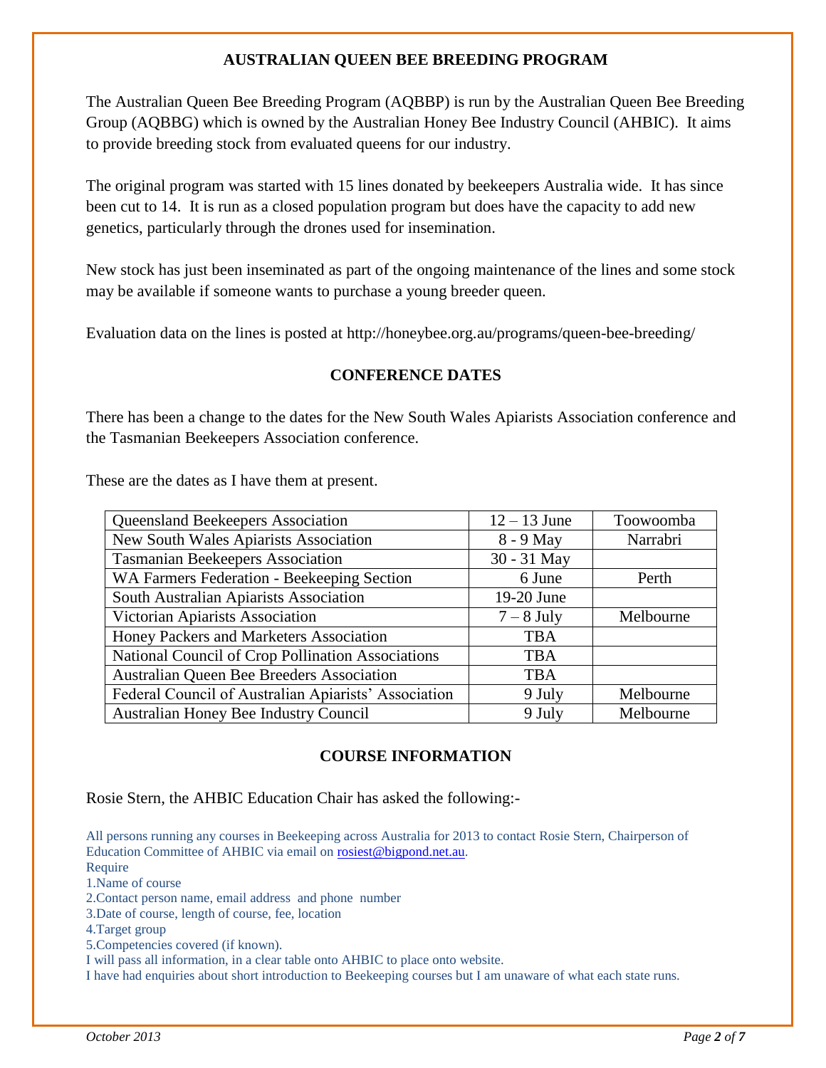## AUSTRALIAN QUEEN BEE BREEDING PROGRAM

The Australian Queen Bee Breeding Program (AQBBP) is run by the Australian Queen Bee Breeding Group (AQBBG) which is owned by the Australian Honey Bee Industry Council (AHBIC). It aims to provide breeding stock from evaluated queens for our industry.

The original program was started with 15 lines donated by beekeepers Australia wide. It has since been cut to 14. It is run as a closed population program but does have the capacity to add new genetics, particularly through the drones used for insemination.

New stock has just been inseminated as part of the ongoing maintenance of the lines and some stock may be available if someone wants to purchase a young breeder queen.

Evaluation data on the lines is posted at http://honeybee.org.au/programs/queen-bee-breeding/

## CONFERENCE DATES

There has been a change to the dates for the New South Wales Apiarists Association conference and the Tasmanian Beekeepers Association conference.

These are the dates as I have them at present.

| | | |
|---|---|---|
| Queensland Beekeepers Association | 12 – 13 June | Toowoomba |
| New South Wales Apiarists Association | 8 - 9 May | Narrabri |
| Tasmanian Beekeepers Association | 30 - 31 May | |
| WA Farmers Federation - Beekeeping Section | 6 June | Perth |
| South Australian Apiarists Association | 19-20 June | |
| Victorian Apiarists Association | 7 – 8 July | Melbourne |
| Honey Packers and Marketers Association | TBA | |
| National Council of Crop Pollination Associations | TBA | |
| Australian Queen Bee Breeders Association | TBA | |
| Federal Council of Australian Apiarists' Association | 9 July | Melbourne |
| Australian Honey Bee Industry Council | 9 July | Melbourne |

## COURSE INFORMATION

Rosie Stern, the AHBIC Education Chair has asked the following:-

All persons running any courses in Beekeeping across Australia for 2013 to contact Rosie Stern, Chairperson of Education Committee of AHBIC via email on rosiest@bigpond.net.au.

Require

1.Name of course

2.Contact person name, email address and phone number

3.Date of course, length of course, fee, location

4.Target group

5.Competencies covered (if known).

I will pass all information, in a clear table onto AHBIC to place onto website.

I have had enquiries about short introduction to Beekeeping courses but I am unaware of what each state runs.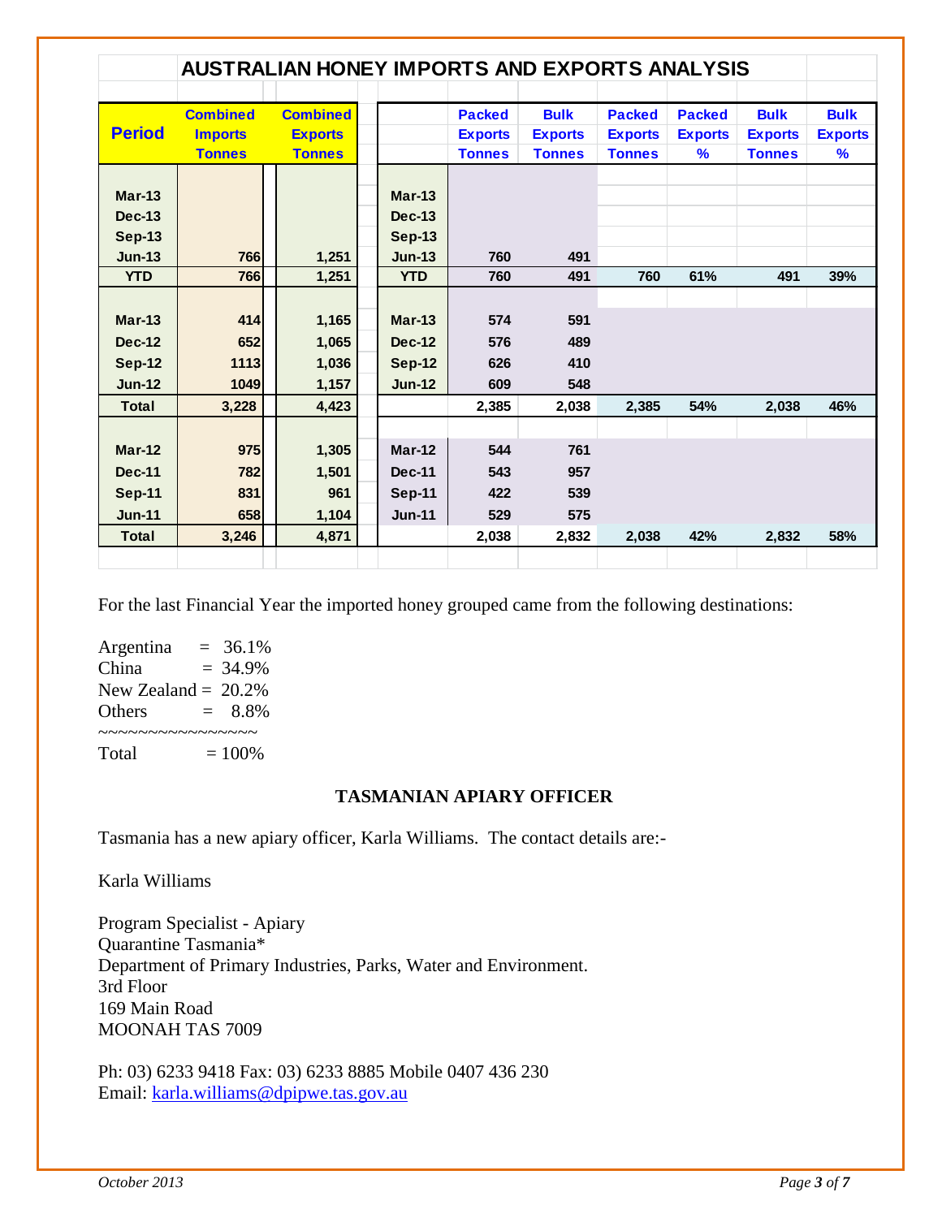## AUSTRALIAN HONEY IMPORTS AND EXPORTS ANALYSIS

| Period | Combined Imports Tonnes | Combined Exports Tonnes | | Packed Exports Tonnes | Bulk Exports Tonnes | Packed Exports Tonnes | Packed Exports % | Bulk Exports Tonnes | Bulk Exports % |
|---|---|---|---|---|---|---|---|---|---|
| Mar-13 | | | Mar-13 | | | | | | |
| Dec-13 | | | Dec-13 | | | | | | |
| Sep-13 | | | Sep-13 | | | | | | |
| Jun-13 | 766 | 1,251 | Jun-13 | 760 | 491 | | | | |
| YTD | 766 | 1,251 | YTD | 760 | 491 | 760 | 61% | 491 | 39% |
| Mar-13 | 414 | 1,165 | Mar-13 | 574 | 591 | | | | |
| Dec-12 | 652 | 1,065 | Dec-12 | 576 | 489 | | | | |
| Sep-12 | 1113 | 1,036 | Sep-12 | 626 | 410 | | | | |
| Jun-12 | 1049 | 1,157 | Jun-12 | 609 | 548 | | | | |
| Total | 3,228 | 4,423 | | 2,385 | 2,038 | 2,385 | 54% | 2,038 | 46% |
| Mar-12 | 975 | 1,305 | Mar-12 | 544 | 761 | | | | |
| Dec-11 | 782 | 1,501 | Dec-11 | 543 | 957 | | | | |
| Sep-11 | 831 | 961 | Sep-11 | 422 | 539 | | | | |
| Jun-11 | 658 | 1,104 | Jun-11 | 529 | 575 | | | | |
| Total | 3,246 | 4,871 | | 2,038 | 2,832 | 2,038 | 42% | 2,832 | 58% |

For the last Financial Year the imported honey grouped came from the following destinations:

Argentina = 36.1%
China = 34.9%
New Zealand = 20.2%
Others = 8.8%
~~~~~~~~~~~~~~~~
Total = 100%

### TASMANIAN APIARY OFFICER

Tasmania has a new apiary officer, Karla Williams. The contact details are:-

Karla Williams

Program Specialist - Apiary
Quarantine Tasmania*
Department of Primary Industries, Parks, Water and Environment.
3rd Floor
169 Main Road
MOONAH TAS 7009

Ph: 03) 6233 9418 Fax: 03) 6233 8885 Mobile 0407 436 230
Email: karla.williams@dpipwe.tas.gov.au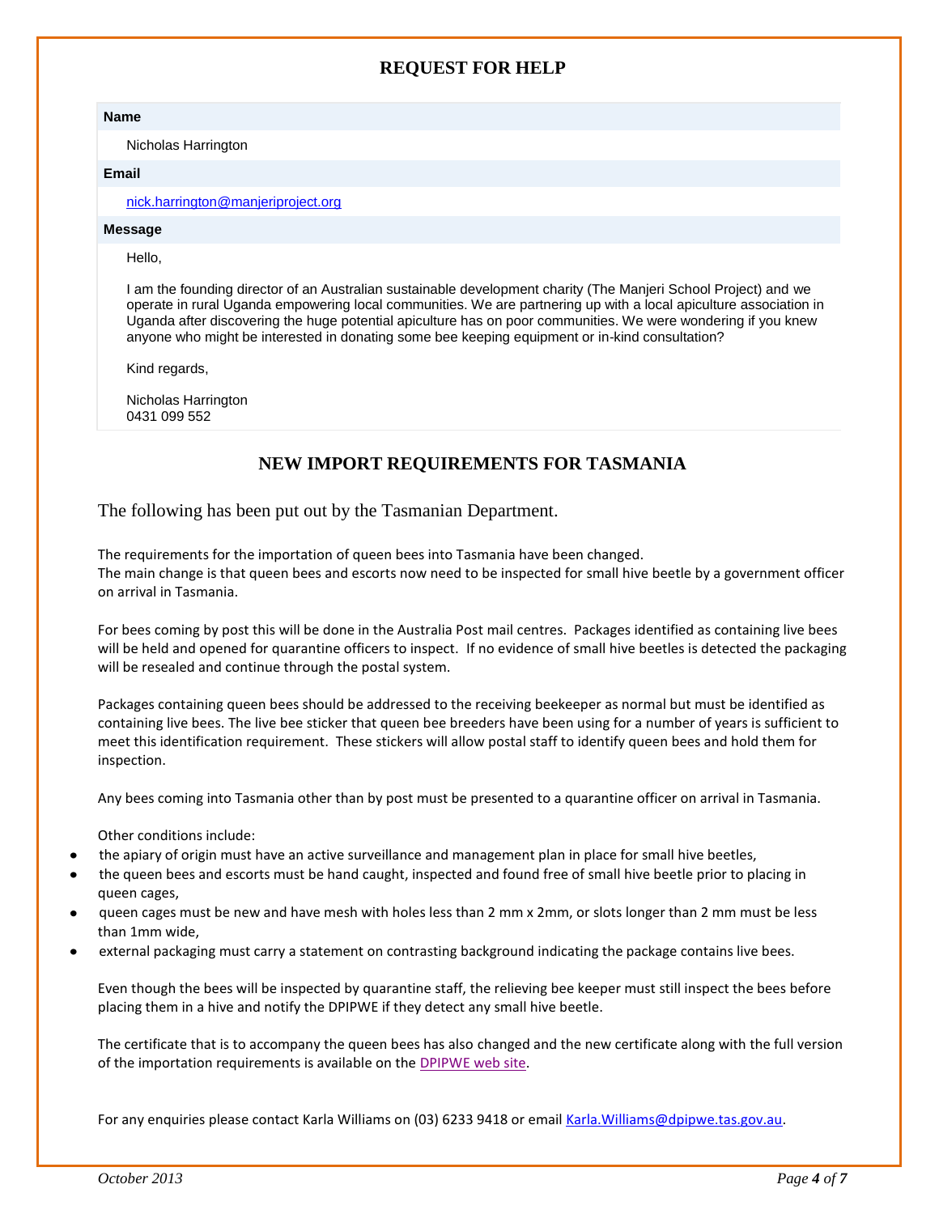## REQUEST FOR HELP

**Name**

Nicholas Harrington

**Email**

nick.harrington@manjeriproject.org

**Message**

Hello,

I am the founding director of an Australian sustainable development charity (The Manjeri School Project) and we operate in rural Uganda empowering local communities. We are partnering up with a local apiculture association in Uganda after discovering the huge potential apiculture has on poor communities. We were wondering if you knew anyone who might be interested in donating some bee keeping equipment or in-kind consultation?

Kind regards,

Nicholas Harrington
0431 099 552

## NEW IMPORT REQUIREMENTS FOR TASMANIA

The following has been put out by the Tasmanian Department.

The requirements for the importation of queen bees into Tasmania have been changed.
The main change is that queen bees and escorts now need to be inspected for small hive beetle by a government officer on arrival in Tasmania.

For bees coming by post this will be done in the Australia Post mail centres. Packages identified as containing live bees will be held and opened for quarantine officers to inspect. If no evidence of small hive beetles is detected the packaging will be resealed and continue through the postal system.

Packages containing queen bees should be addressed to the receiving beekeeper as normal but must be identified as containing live bees. The live bee sticker that queen bee breeders have been using for a number of years is sufficient to meet this identification requirement. These stickers will allow postal staff to identify queen bees and hold them for inspection.

Any bees coming into Tasmania other than by post must be presented to a quarantine officer on arrival in Tasmania.

Other conditions include:

- the apiary of origin must have an active surveillance and management plan in place for small hive beetles,
- the queen bees and escorts must be hand caught, inspected and found free of small hive beetle prior to placing in queen cages,
- queen cages must be new and have mesh with holes less than 2 mm x 2mm, or slots longer than 2 mm must be less than 1mm wide,
- external packaging must carry a statement on contrasting background indicating the package contains live bees.

Even though the bees will be inspected by quarantine staff, the relieving bee keeper must still inspect the bees before placing them in a hive and notify the DPIPWE if they detect any small hive beetle.

The certificate that is to accompany the queen bees has also changed and the new certificate along with the full version of the importation requirements is available on the DPIPWE web site.

For any enquiries please contact Karla Williams on (03) 6233 9418 or email Karla.Williams@dpipwe.tas.gov.au.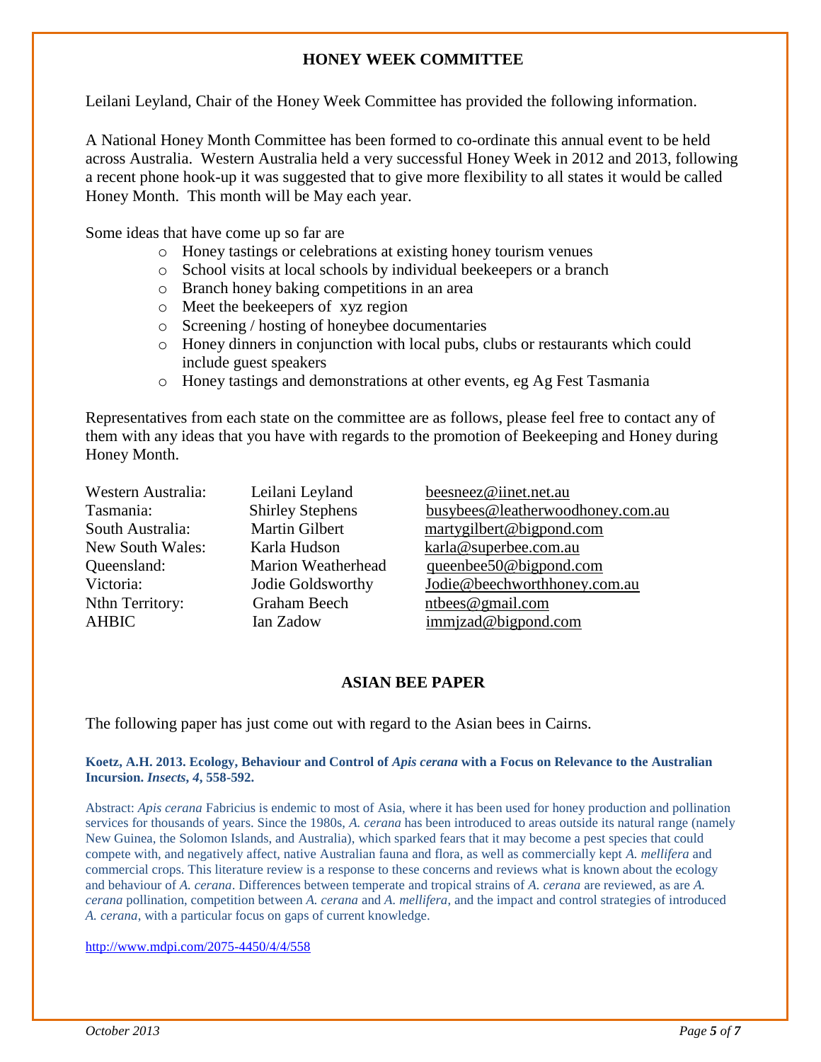## HONEY WEEK COMMITTEE

Leilani Leyland, Chair of the Honey Week Committee has provided the following information.

A National Honey Month Committee has been formed to co-ordinate this annual event to be held across Australia. Western Australia held a very successful Honey Week in 2012 and 2013, following a recent phone hook-up it was suggested that to give more flexibility to all states it would be called Honey Month. This month will be May each year.

Some ideas that have come up so far are

- Honey tastings or celebrations at existing honey tourism venues
- School visits at local schools by individual beekeepers or a branch
- Branch honey baking competitions in an area
- Meet the beekeepers of xyz region
- Screening / hosting of honeybee documentaries
- Honey dinners in conjunction with local pubs, clubs or restaurants which could include guest speakers
- Honey tastings and demonstrations at other events, eg Ag Fest Tasmania

Representatives from each state on the committee are as follows, please feel free to contact any of them with any ideas that you have with regards to the promotion of Beekeeping and Honey during Honey Month.

| | | |
|---|---|---|
| Western Australia: | Leilani Leyland | beesneez@iinet.net.au |
| Tasmania: | Shirley Stephens | busybees@leatherwoodhoney.com.au |
| South Australia: | Martin Gilbert | martygilbert@bigpond.com |
| New South Wales: | Karla Hudson | karla@superbee.com.au |
| Queensland: | Marion Weatherhead | queenbee50@bigpond.com |
| Victoria: | Jodie Goldsworthy | Jodie@beechworthhoney.com.au |
| Nthn Territory: | Graham Beech | ntbees@gmail.com |
| AHBIC | Ian Zadow | immjzad@bigpond.com |

## ASIAN BEE PAPER

The following paper has just come out with regard to the Asian bees in Cairns.

**Koetz, A.H. 2013. Ecology, Behaviour and Control of *Apis cerana* with a Focus on Relevance to the Australian Incursion. *Insects*, *4*, 558-592.**

Abstract: *Apis cerana* Fabricius is endemic to most of Asia, where it has been used for honey production and pollination services for thousands of years. Since the 1980s, *A. cerana* has been introduced to areas outside its natural range (namely New Guinea, the Solomon Islands, and Australia), which sparked fears that it may become a pest species that could compete with, and negatively affect, native Australian fauna and flora, as well as commercially kept *A. mellifera* and commercial crops. This literature review is a response to these concerns and reviews what is known about the ecology and behaviour of *A. cerana*. Differences between temperate and tropical strains of *A. cerana* are reviewed, as are *A. cerana* pollination, competition between *A. cerana* and *A. mellifera*, and the impact and control strategies of introduced *A. cerana*, with a particular focus on gaps of current knowledge.

http://www.mdpi.com/2075-4450/4/4/558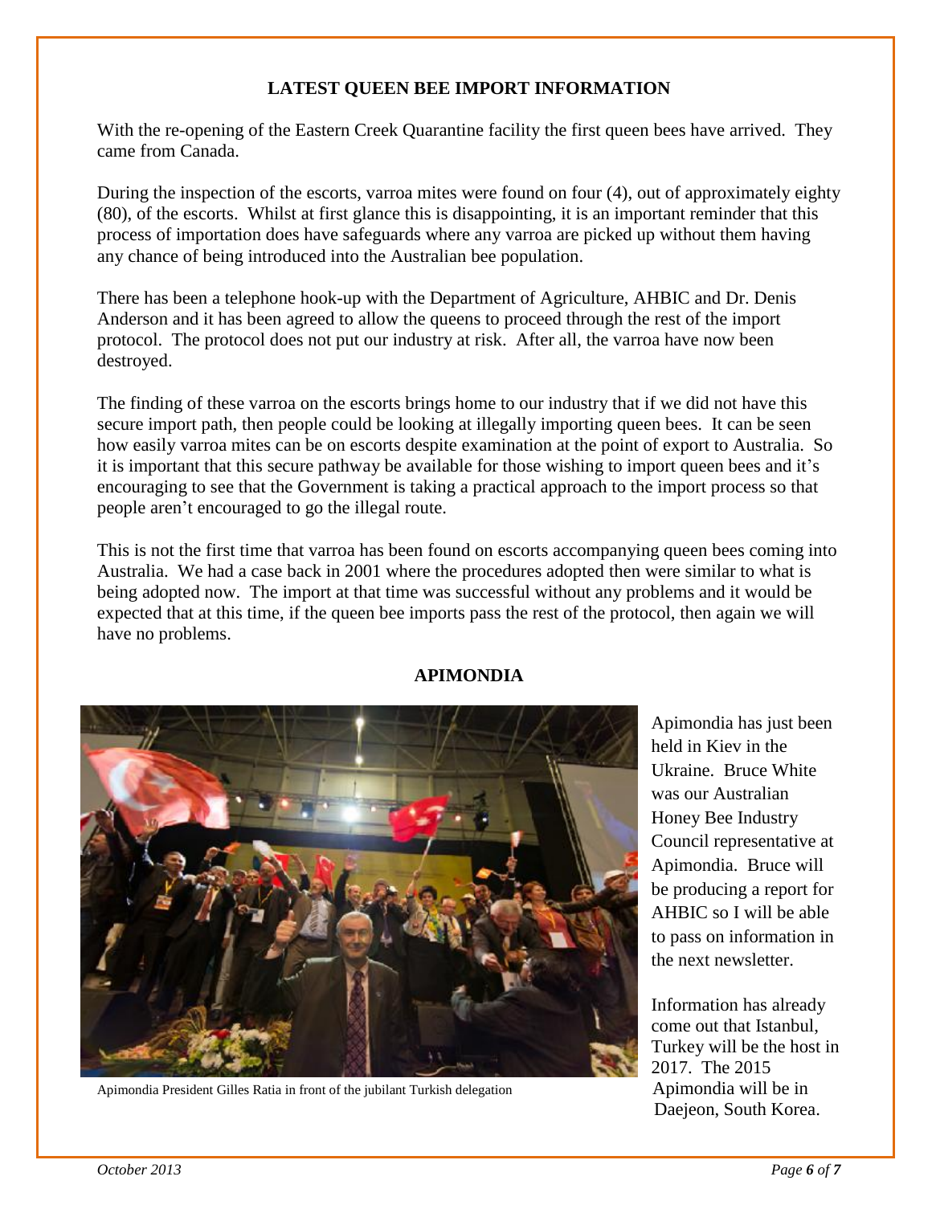## LATEST QUEEN BEE IMPORT INFORMATION

With the re-opening of the Eastern Creek Quarantine facility the first queen bees have arrived. They came from Canada.

During the inspection of the escorts, varroa mites were found on four (4), out of approximately eighty (80), of the escorts. Whilst at first glance this is disappointing, it is an important reminder that this process of importation does have safeguards where any varroa are picked up without them having any chance of being introduced into the Australian bee population.

There has been a telephone hook-up with the Department of Agriculture, AHBIC and Dr. Denis Anderson and it has been agreed to allow the queens to proceed through the rest of the import protocol. The protocol does not put our industry at risk. After all, the varroa have now been destroyed.

The finding of these varroa on the escorts brings home to our industry that if we did not have this secure import path, then people could be looking at illegally importing queen bees. It can be seen how easily varroa mites can be on escorts despite examination at the point of export to Australia. So it is important that this secure pathway be available for those wishing to import queen bees and it's encouraging to see that the Government is taking a practical approach to the import process so that people aren't encouraged to go the illegal route.

This is not the first time that varroa has been found on escorts accompanying queen bees coming into Australia. We had a case back in 2001 where the procedures adopted then were similar to what is being adopted now. The import at that time was successful without any problems and it would be expected that at this time, if the queen bee imports pass the rest of the protocol, then again we will have no problems.

## APIMONDIA

Apimondia President Gilles Ratia in front of the jubilant Turkish delegation

Apimondia has just been held in Kiev in the Ukraine. Bruce White was our Australian Honey Bee Industry Council representative at Apimondia. Bruce will be producing a report for AHBIC so I will be able to pass on information in the next newsletter.

Information has already come out that Istanbul, Turkey will be the host in 2017. The 2015 Apimondia will be in Daejeon, South Korea.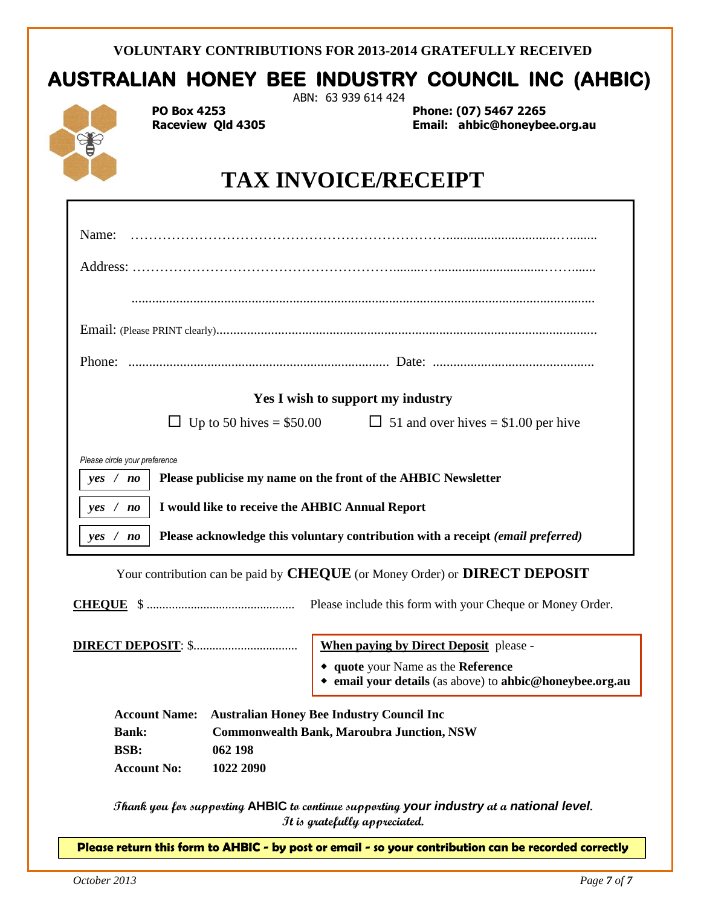**VOLUNTARY CONTRIBUTIONS FOR 2013-2014 GRATEFULLY RECEIVED**

# AUSTRALIAN HONEY BEE INDUSTRY COUNCIL INC (AHBIC)

ABN: 63 939 614 424

**PO Box 4253**
**Raceview Qld 4305**

**Phone: (07) 5467 2265**
**Email: ahbic@honeybee.org.au**

# TAX INVOICE/RECEIPT

Name: ……………………………………………………………………………………………

Address: ……………………………………………………………………………………………

……………………………………………………………………………………………

Email: (Please PRINT clearly)……………………………………………………………………………

Phone: ………………………………………… Date: ……………………………………

**Yes I wish to support my industry**

☐ Up to 50 hives = $50.00 ☐ 51 and over hives = $1.00 per hive

*Please circle your preference*

| | |
|---|---|
| *yes / no* | **Please publicise my name on the front of the AHBIC Newsletter** |
| *yes / no* | **I would like to receive the AHBIC Annual Report** |
| *yes / no* | **Please acknowledge this voluntary contribution with a receipt *(email preferred)*** |

Your contribution can be paid by **CHEQUE** (or Money Order) or **DIRECT DEPOSIT**

**CHEQUE** $ ………………………… Please include this form with your Cheque or Money Order.

**DIRECT DEPOSIT**: $…………………………

**When paying by Direct Deposit** please -
- **quote** your Name as the **Reference**
- **email your details** (as above) to **ahbic@honeybee.org.au**

**Account Name:** **Australian Honey Bee Industry Council Inc**
**Bank:** **Commonwealth Bank, Maroubra Junction, NSW**
**BSB:** **062 198**
**Account No:** **1022 2090**

***Thank you for supporting AHBIC to continue supporting your industry at a national level. It is gratefully appreciated.***

**Please return this form to AHBIC - by post or email - so your contribution can be recorded correctly**

*October 2013*